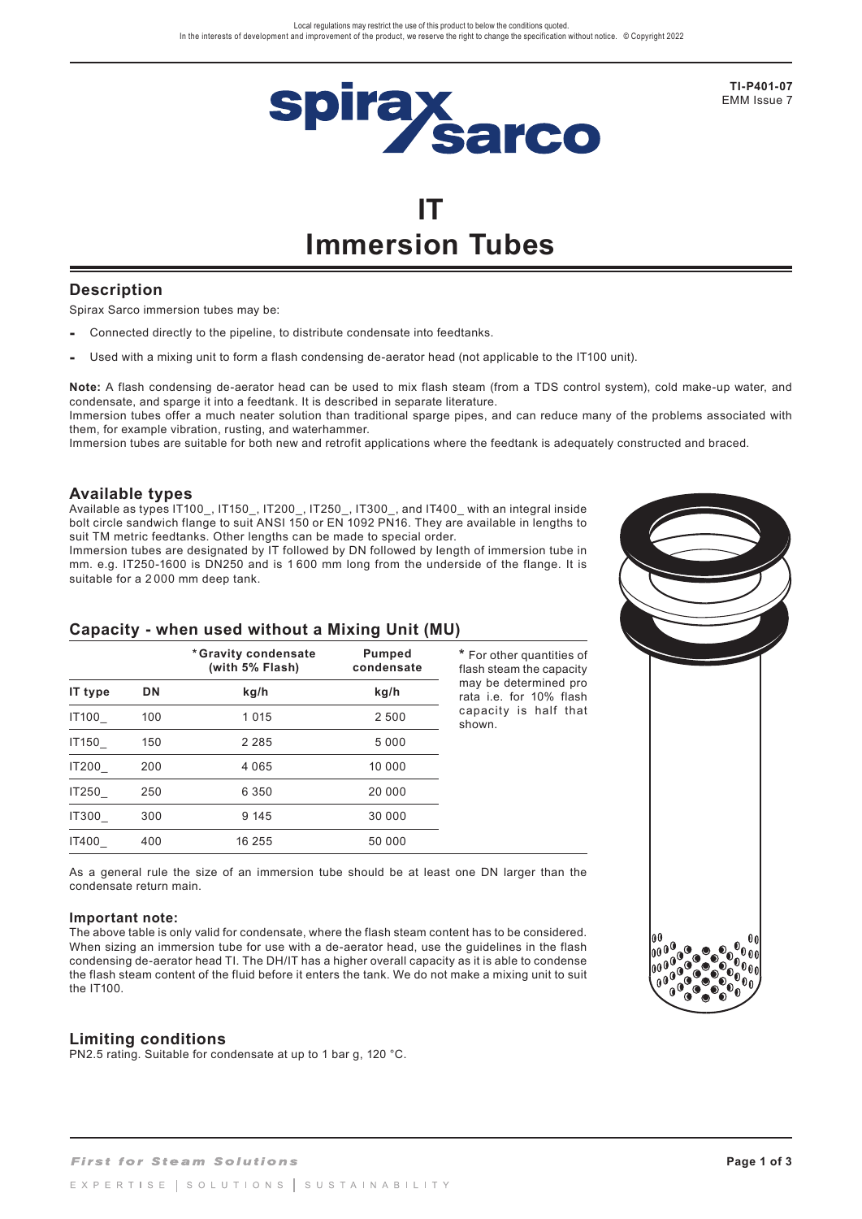TI-P401-07
EMM Issue 7

# IT
# Immersion Tubes

## Description

Spirax Sarco immersion tubes may be:

- Connected directly to the pipeline, to distribute condensate into feedtanks.
- Used with a mixing unit to form a flash condensing de-aerator head (not applicable to the IT100 unit).

**Note:** A flash condensing de-aerator head can be used to mix flash steam (from a TDS control system), cold make-up water, and condensate, and sparge it into a feedtank. It is described in separate literature.
Immersion tubes offer a much neater solution than traditional sparge pipes, and can reduce many of the problems associated with them, for example vibration, rusting, and waterhammer.
Immersion tubes are suitable for both new and retrofit applications where the feedtank is adequately constructed and braced.

## Available types

Available as types IT100_, IT150_, IT200_, IT250_, IT300_, and IT400_ with an integral inside bolt circle sandwich flange to suit ANSI 150 or EN 1092 PN16. They are available in lengths to suit TM metric feedtanks. Other lengths can be made to special order.
Immersion tubes are designated by IT followed by DN followed by length of immersion tube in mm. e.g. IT250-1600 is DN250 and is 1 600 mm long from the underside of the flange. It is suitable for a 2 000 mm deep tank.

## Capacity - when used without a Mixing Unit (MU)

| | | *Gravity condensate (with 5% Flash) | Pumped condensate |
|---|---|---|---|
| IT type | DN | kg/h | kg/h |
| IT100_ | 100 | 1 015 | 2 500 |
| IT150_ | 150 | 2 285 | 5 000 |
| IT200_ | 200 | 4 065 | 10 000 |
| IT250_ | 250 | 6 350 | 20 000 |
| IT300_ | 300 | 9 145 | 30 000 |
| IT400_ | 400 | 16 255 | 50 000 |

\* For other quantities of flash steam the capacity may be determined pro rata i.e. for 10% flash capacity is half that shown.

As a general rule the size of an immersion tube should be at least one DN larger than the condensate return main.

### Important note:

The above table is only valid for condensate, where the flash steam content has to be considered. When sizing an immersion tube for use with a de-aerator head, use the guidelines in the flash condensing de-aerator head TI. The DH/IT has a higher overall capacity as it is able to condense the flash steam content of the fluid before it enters the tank. We do not make a mixing unit to suit the IT100.

## Limiting conditions

PN2.5 rating. Suitable for condensate at up to 1 bar g, 120 °C.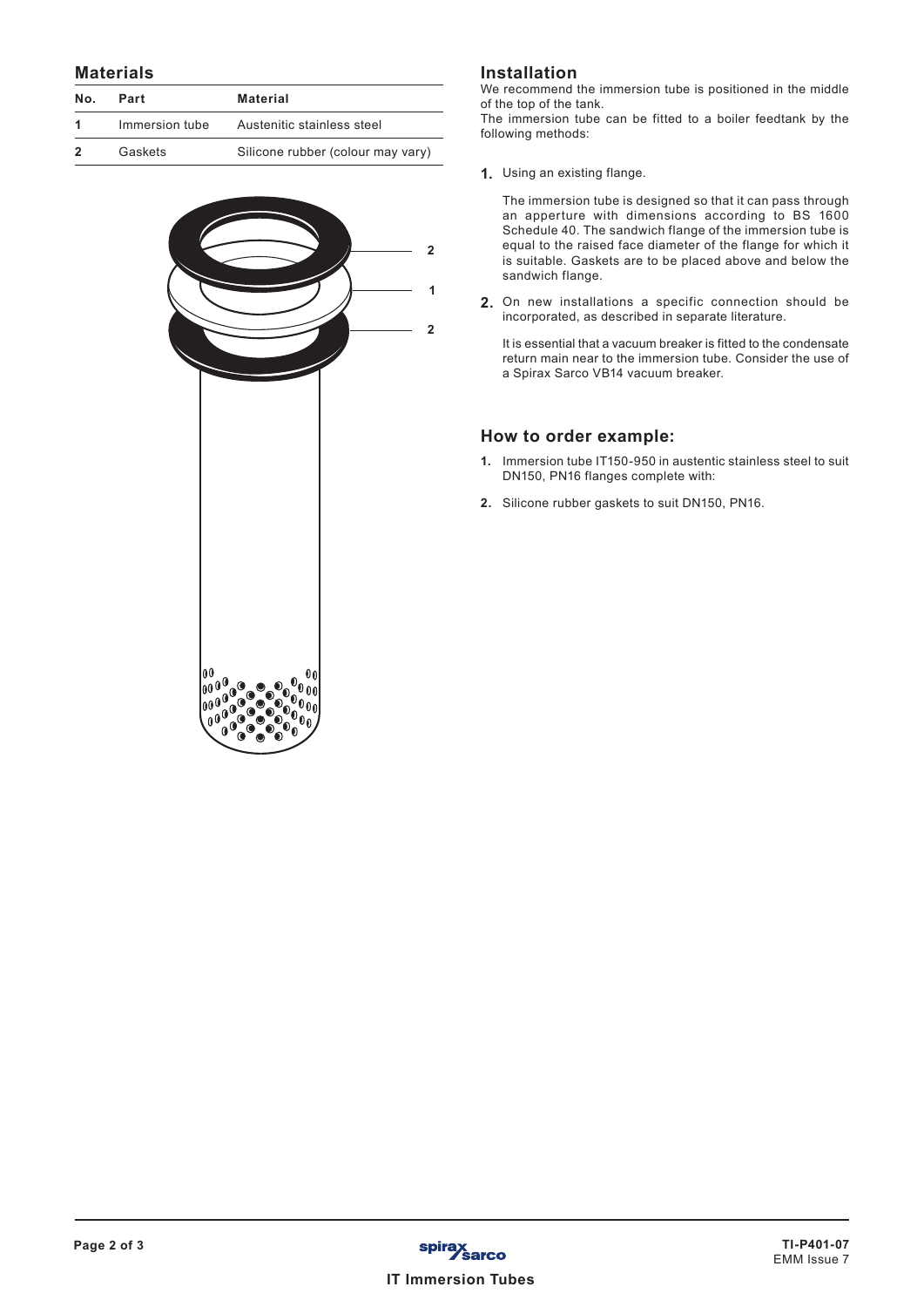## Materials

| No. | Part | Material |
|---|---|---|
| 1 | Immersion tube | Austenitic stainless steel |
| 2 | Gaskets | Silicone rubber (colour may vary) |

## Installation

We recommend the immersion tube is positioned in the middle of the top of the tank.

The immersion tube can be fitted to a boiler feedtank by the following methods:

1. Using an existing flange.

   The immersion tube is designed so that it can pass through an apperture with dimensions according to BS 1600 Schedule 40. The sandwich flange of the immersion tube is equal to the raised face diameter of the flange for which it is suitable. Gaskets are to be placed above and below the sandwich flange.

2. On new installations a specific connection should be incorporated, as described in separate literature.

   It is essential that a vacuum breaker is fitted to the condensate return main near to the immersion tube. Consider the use of a Spirax Sarco VB14 vacuum breaker.

## How to order example:

1. Immersion tube IT150-950 in austentic stainless steel to suit DN150, PN16 flanges complete with:
2. Silicone rubber gaskets to suit DN150, PN16.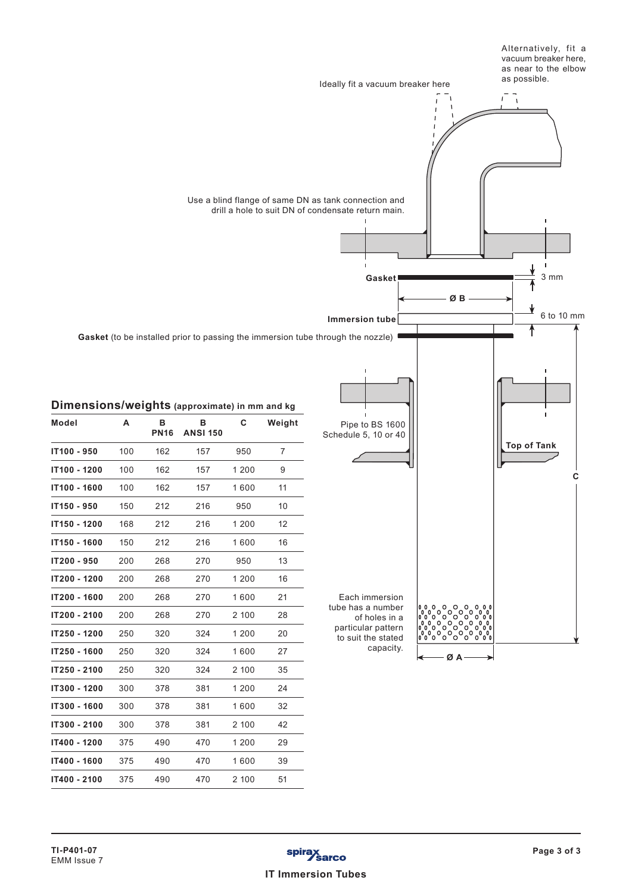Alternatively, fit a vacuum breaker here, as near to the elbow as possible.

Ideally fit a vacuum breaker here

Use a blind flange of same DN as tank connection and drill a hole to suit DN of condensate return main.

Gasket

3 mm

Ø B

Immersion tube

6 to 10 mm

**Gasket** (to be installed prior to passing the immersion tube through the nozzle)

Pipe to BS 1600 Schedule 5, 10 or 40

Top of Tank

C

Each immersion tube has a number of holes in a particular pattern to suit the stated capacity.

Ø A

## Dimensions/weights (approximate) in mm and kg

| Model | A | B PN16 | B ANSI 150 | C | Weight |
|---|---|---|---|---|---|
| IT100 - 950 | 100 | 162 | 157 | 950 | 7 |
| IT100 - 1200 | 100 | 162 | 157 | 1 200 | 9 |
| IT100 - 1600 | 100 | 162 | 157 | 1 600 | 11 |
| IT150 - 950 | 150 | 212 | 216 | 950 | 10 |
| IT150 - 1200 | 168 | 212 | 216 | 1 200 | 12 |
| IT150 - 1600 | 150 | 212 | 216 | 1 600 | 16 |
| IT200 - 950 | 200 | 268 | 270 | 950 | 13 |
| IT200 - 1200 | 200 | 268 | 270 | 1 200 | 16 |
| IT200 - 1600 | 200 | 268 | 270 | 1 600 | 21 |
| IT200 - 2100 | 200 | 268 | 270 | 2 100 | 28 |
| IT250 - 1200 | 250 | 320 | 324 | 1 200 | 20 |
| IT250 - 1600 | 250 | 320 | 324 | 1 600 | 27 |
| IT250 - 2100 | 250 | 320 | 324 | 2 100 | 35 |
| IT300 - 1200 | 300 | 378 | 381 | 1 200 | 24 |
| IT300 - 1600 | 300 | 378 | 381 | 1 600 | 32 |
| IT300 - 2100 | 300 | 378 | 381 | 2 100 | 42 |
| IT400 - 1200 | 375 | 490 | 470 | 1 200 | 29 |
| IT400 - 1600 | 375 | 490 | 470 | 1 600 | 39 |
| IT400 - 2100 | 375 | 490 | 470 | 2 100 | 51 |

TI-P401-07
EMM Issue 7

IT Immersion Tubes